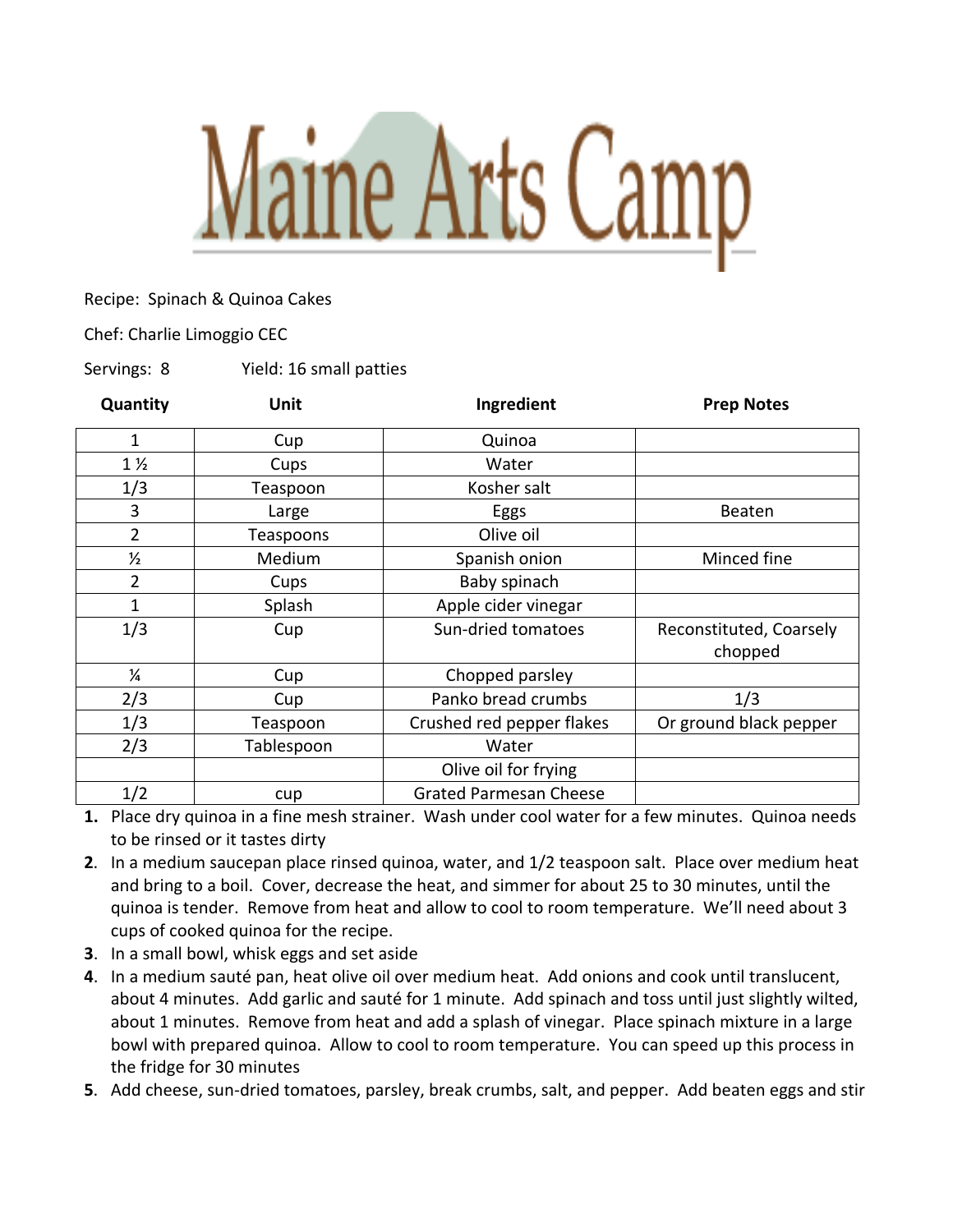# Maine Arts Camp

Recipe: Spinach & Quinoa Cakes

Chef: Charlie Limoggio CEC

Servings: 8 Yield: 16 small patties

| Quantity | Unit | Ingredient | Prep Notes |
|---|---|---|---|
| 1 | Cup | Quinoa | |
| 1 ½ | Cups | Water | |
| 1/3 | Teaspoon | Kosher salt | |
| 3 | Large | Eggs | Beaten |
| 2 | Teaspoons | Olive oil | |
| ½ | Medium | Spanish onion | Minced fine |
| 2 | Cups | Baby spinach | |
| 1 | Splash | Apple cider vinegar | |
| 1/3 | Cup | Sun-dried tomatoes | Reconstituted, Coarsely chopped |
| ¼ | Cup | Chopped parsley | |
| 2/3 | Cup | Panko bread crumbs | 1/3 |
| 1/3 | Teaspoon | Crushed red pepper flakes | Or ground black pepper |
| 2/3 | Tablespoon | Water | |
| | | Olive oil for frying | |
| 1/2 | cup | Grated Parmesan Cheese | |

1. Place dry quinoa in a fine mesh strainer. Wash under cool water for a few minutes. Quinoa needs to be rinsed or it tastes dirty
2. In a medium saucepan place rinsed quinoa, water, and 1/2 teaspoon salt. Place over medium heat and bring to a boil. Cover, decrease the heat, and simmer for about 25 to 30 minutes, until the quinoa is tender. Remove from heat and allow to cool to room temperature. We'll need about 3 cups of cooked quinoa for the recipe.
3. In a small bowl, whisk eggs and set aside
4. In a medium sauté pan, heat olive oil over medium heat. Add onions and cook until translucent, about 4 minutes. Add garlic and sauté for 1 minute. Add spinach and toss until just slightly wilted, about 1 minutes. Remove from heat and add a splash of vinegar. Place spinach mixture in a large bowl with prepared quinoa. Allow to cool to room temperature. You can speed up this process in the fridge for 30 minutes
5. Add cheese, sun-dried tomatoes, parsley, break crumbs, salt, and pepper. Add beaten eggs and stir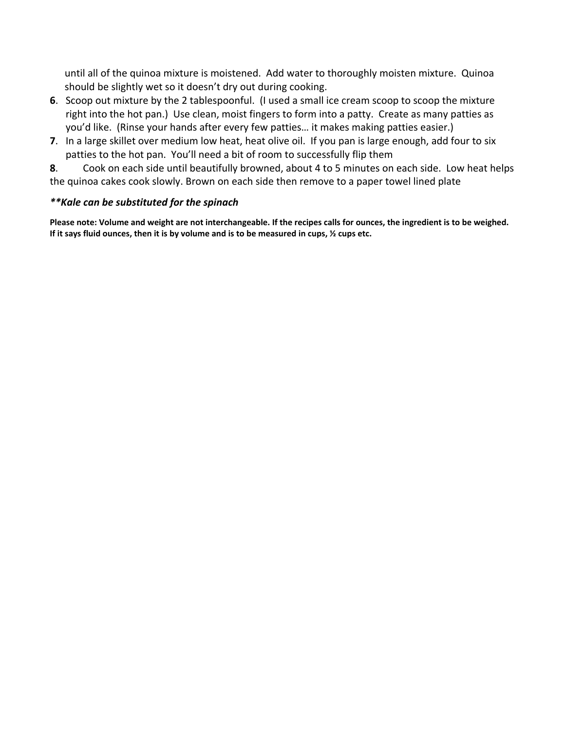until all of the quinoa mixture is moistened. Add water to thoroughly moisten mixture. Quinoa should be slightly wet so it doesn't dry out during cooking.

**6**. Scoop out mixture by the 2 tablespoonful. (I used a small ice cream scoop to scoop the mixture right into the hot pan.) Use clean, moist fingers to form into a patty. Create as many patties as you'd like. (Rinse your hands after every few patties… it makes making patties easier.)

**7**. In a large skillet over medium low heat, heat olive oil. If you pan is large enough, add four to six patties to the hot pan. You'll need a bit of room to successfully flip them

**8**. Cook on each side until beautifully browned, about 4 to 5 minutes on each side. Low heat helps the quinoa cakes cook slowly. Brown on each side then remove to a paper towel lined plate

***\*\*Kale can be substituted for the spinach***

**Please note: Volume and weight are not interchangeable. If the recipes calls for ounces, the ingredient is to be weighed. If it says fluid ounces, then it is by volume and is to be measured in cups, ½ cups etc.**